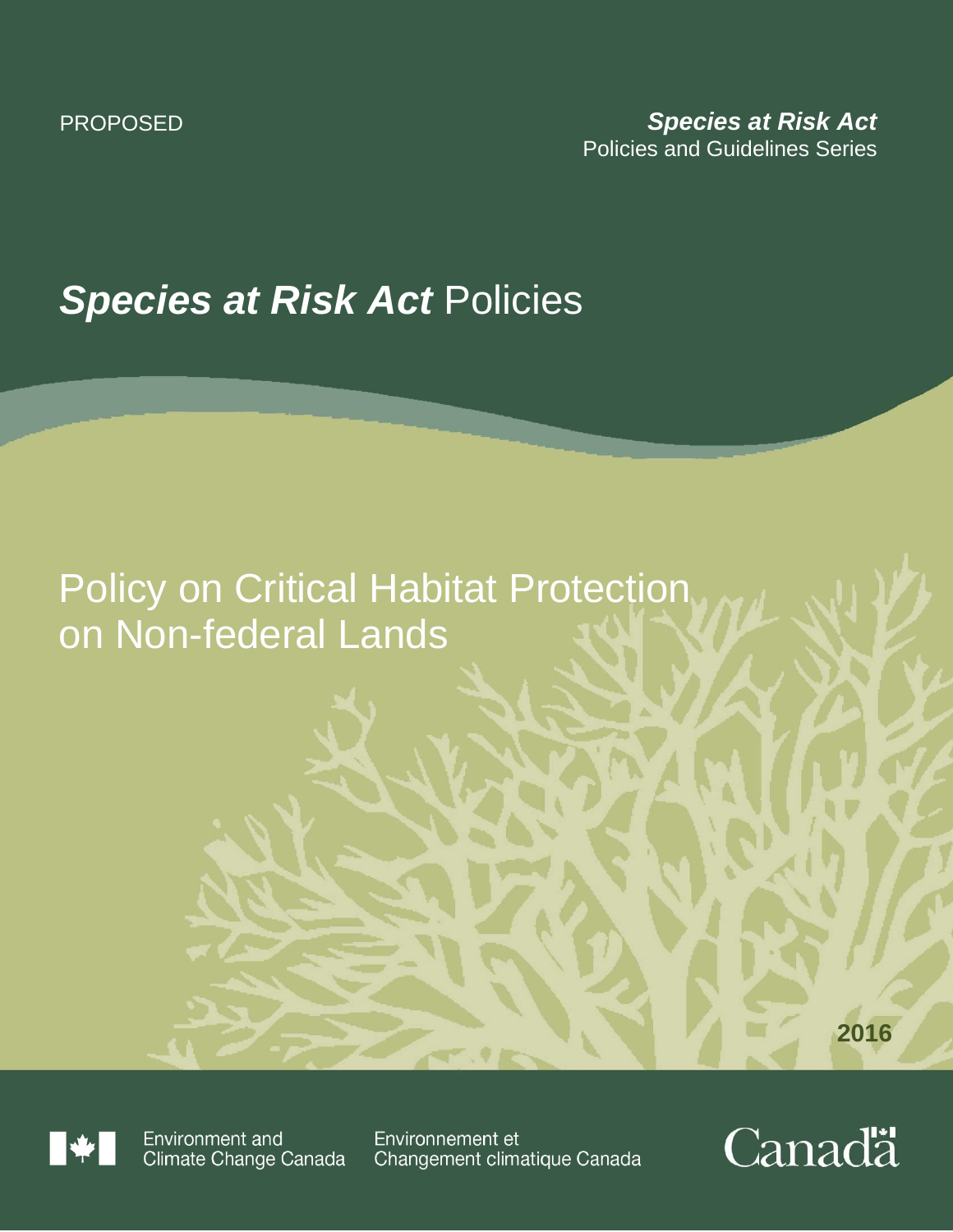PROPOSED

***Species at Risk Act***
Policies and Guidelines Series

# ***Species at Risk Act*** Policies

## Policy on Critical Habitat Protection on Non-federal Lands

2016

Environment and Climate Change Canada

Environnement et Changement climatique Canada

Canada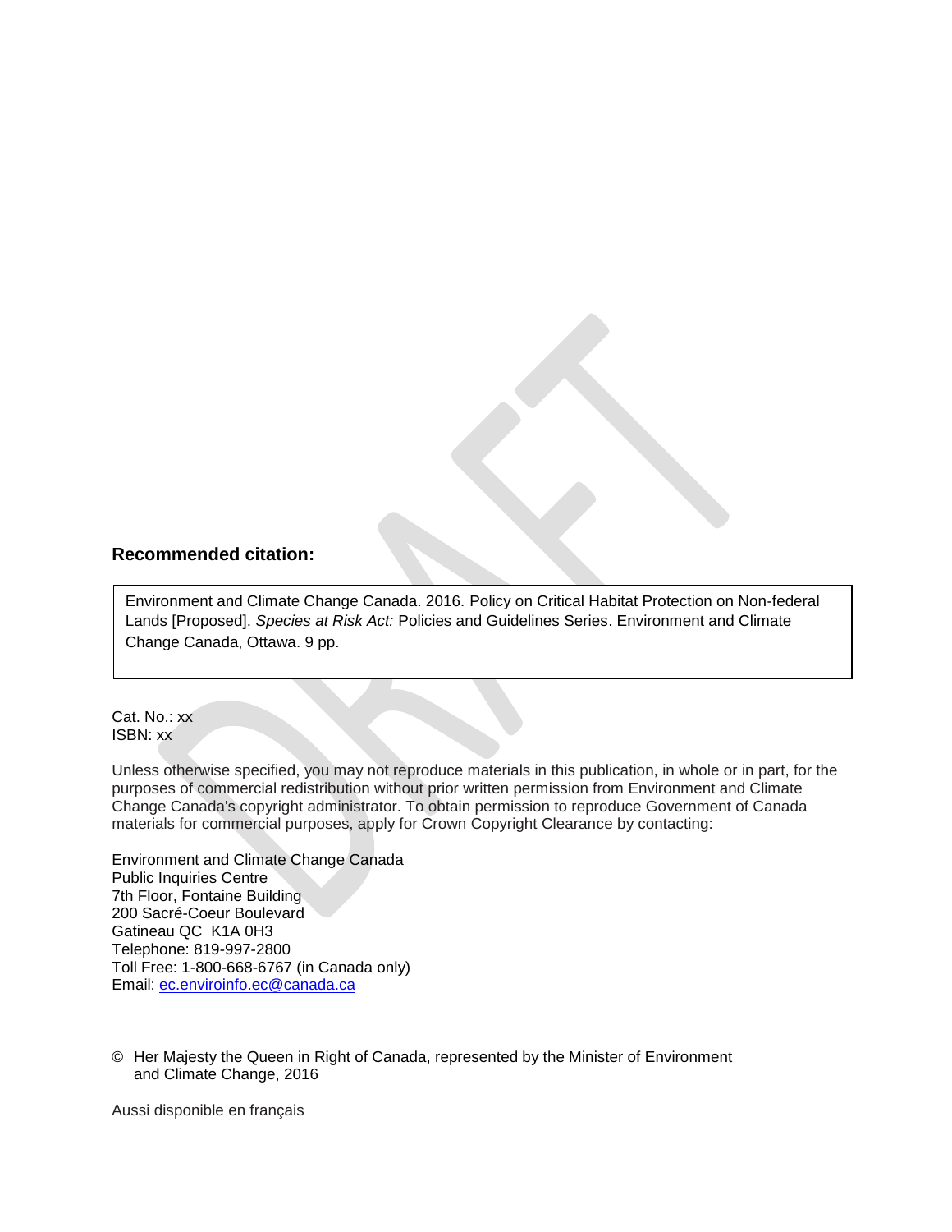**Recommended citation:**

Environment and Climate Change Canada. 2016. Policy on Critical Habitat Protection on Non-federal Lands [Proposed]. *Species at Risk Act:* Policies and Guidelines Series. Environment and Climate Change Canada, Ottawa. 9 pp.

Cat. No.: xx
ISBN: xx

Unless otherwise specified, you may not reproduce materials in this publication, in whole or in part, for the purposes of commercial redistribution without prior written permission from Environment and Climate Change Canada's copyright administrator. To obtain permission to reproduce Government of Canada materials for commercial purposes, apply for Crown Copyright Clearance by contacting:

Environment and Climate Change Canada
Public Inquiries Centre
7th Floor, Fontaine Building
200 Sacré-Coeur Boulevard
Gatineau QC K1A 0H3
Telephone: 819-997-2800
Toll Free: 1-800-668-6767 (in Canada only)
Email: ec.enviroinfo.ec@canada.ca

© Her Majesty the Queen in Right of Canada, represented by the Minister of Environment and Climate Change, 2016

Aussi disponible en français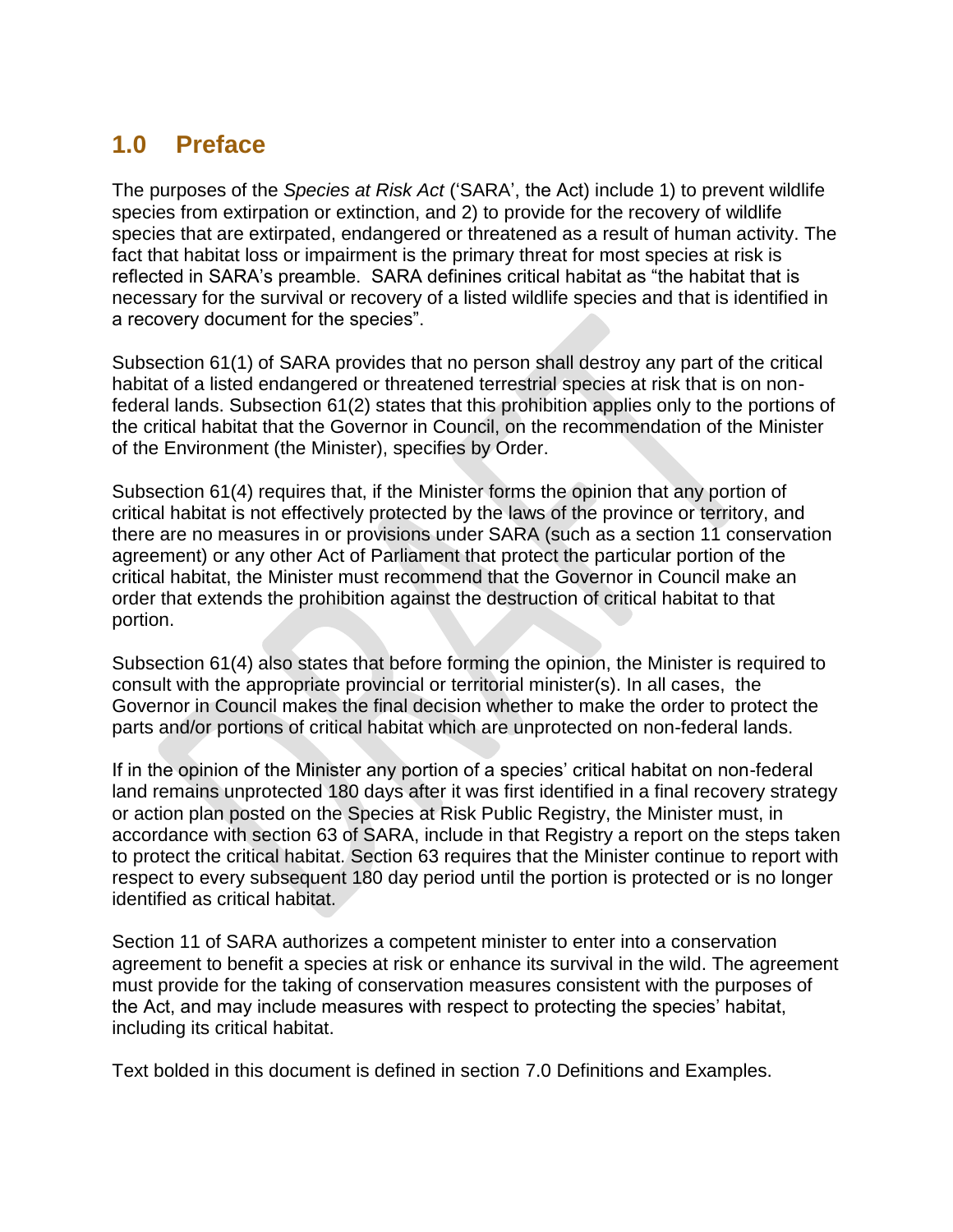## 1.0 Preface

The purposes of the *Species at Risk Act* ('SARA', the Act) include 1) to prevent wildlife species from extirpation or extinction, and 2) to provide for the recovery of wildlife species that are extirpated, endangered or threatened as a result of human activity. The fact that habitat loss or impairment is the primary threat for most species at risk is reflected in SARA's preamble. SARA definines critical habitat as "the habitat that is necessary for the survival or recovery of a listed wildlife species and that is identified in a recovery document for the species".

Subsection 61(1) of SARA provides that no person shall destroy any part of the critical habitat of a listed endangered or threatened terrestrial species at risk that is on non-federal lands. Subsection 61(2) states that this prohibition applies only to the portions of the critical habitat that the Governor in Council, on the recommendation of the Minister of the Environment (the Minister), specifies by Order.

Subsection 61(4) requires that, if the Minister forms the opinion that any portion of critical habitat is not effectively protected by the laws of the province or territory, and there are no measures in or provisions under SARA (such as a section 11 conservation agreement) or any other Act of Parliament that protect the particular portion of the critical habitat, the Minister must recommend that the Governor in Council make an order that extends the prohibition against the destruction of critical habitat to that portion.

Subsection 61(4) also states that before forming the opinion, the Minister is required to consult with the appropriate provincial or territorial minister(s). In all cases, the Governor in Council makes the final decision whether to make the order to protect the parts and/or portions of critical habitat which are unprotected on non-federal lands.

If in the opinion of the Minister any portion of a species' critical habitat on non-federal land remains unprotected 180 days after it was first identified in a final recovery strategy or action plan posted on the Species at Risk Public Registry, the Minister must, in accordance with section 63 of SARA, include in that Registry a report on the steps taken to protect the critical habitat. Section 63 requires that the Minister continue to report with respect to every subsequent 180 day period until the portion is protected or is no longer identified as critical habitat.

Section 11 of SARA authorizes a competent minister to enter into a conservation agreement to benefit a species at risk or enhance its survival in the wild. The agreement must provide for the taking of conservation measures consistent with the purposes of the Act, and may include measures with respect to protecting the species' habitat, including its critical habitat.

Text bolded in this document is defined in section 7.0 Definitions and Examples.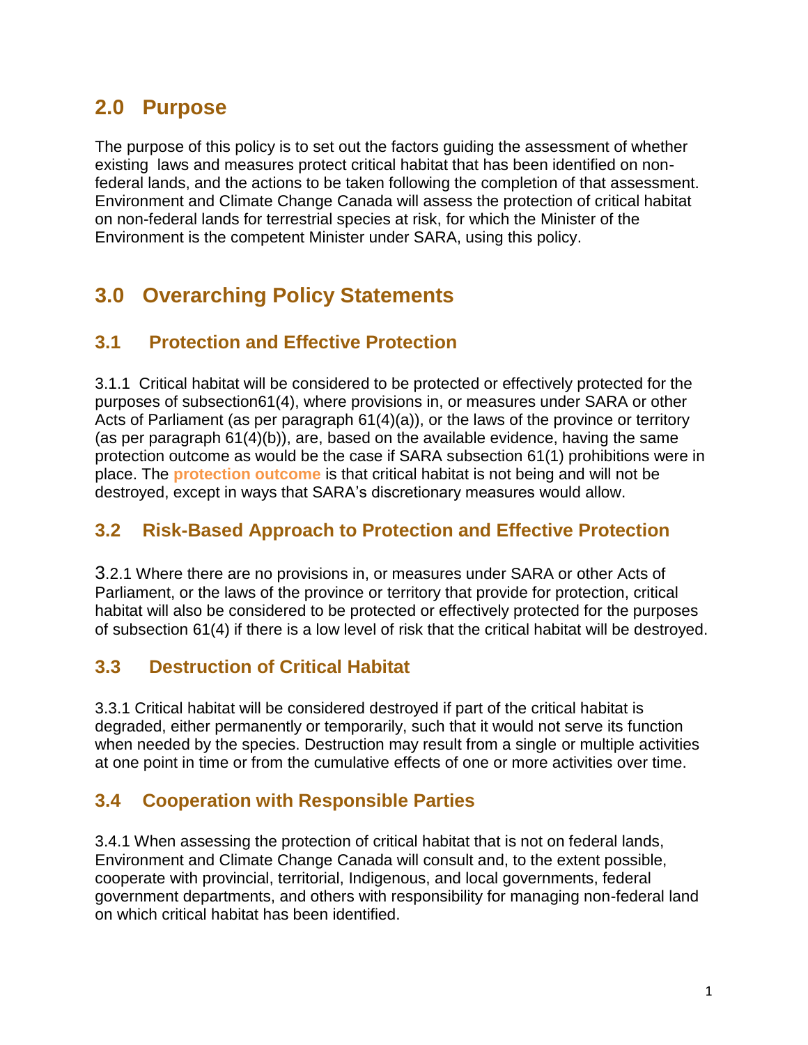## 2.0 Purpose

The purpose of this policy is to set out the factors guiding the assessment of whether existing laws and measures protect critical habitat that has been identified on non-federal lands, and the actions to be taken following the completion of that assessment. Environment and Climate Change Canada will assess the protection of critical habitat on non-federal lands for terrestrial species at risk, for which the Minister of the Environment is the competent Minister under SARA, using this policy.

## 3.0 Overarching Policy Statements

### 3.1 Protection and Effective Protection

3.1.1 Critical habitat will be considered to be protected or effectively protected for the purposes of subsection61(4), where provisions in, or measures under SARA or other Acts of Parliament (as per paragraph 61(4)(a)), or the laws of the province or territory (as per paragraph 61(4)(b)), are, based on the available evidence, having the same protection outcome as would be the case if SARA subsection 61(1) prohibitions were in place. The **protection outcome** is that critical habitat is not being and will not be destroyed, except in ways that SARA's discretionary measures would allow.

### 3.2 Risk-Based Approach to Protection and Effective Protection

3.2.1 Where there are no provisions in, or measures under SARA or other Acts of Parliament, or the laws of the province or territory that provide for protection, critical habitat will also be considered to be protected or effectively protected for the purposes of subsection 61(4) if there is a low level of risk that the critical habitat will be destroyed.

### 3.3 Destruction of Critical Habitat

3.3.1 Critical habitat will be considered destroyed if part of the critical habitat is degraded, either permanently or temporarily, such that it would not serve its function when needed by the species. Destruction may result from a single or multiple activities at one point in time or from the cumulative effects of one or more activities over time.

### 3.4 Cooperation with Responsible Parties

3.4.1 When assessing the protection of critical habitat that is not on federal lands, Environment and Climate Change Canada will consult and, to the extent possible, cooperate with provincial, territorial, Indigenous, and local governments, federal government departments, and others with responsibility for managing non-federal land on which critical habitat has been identified.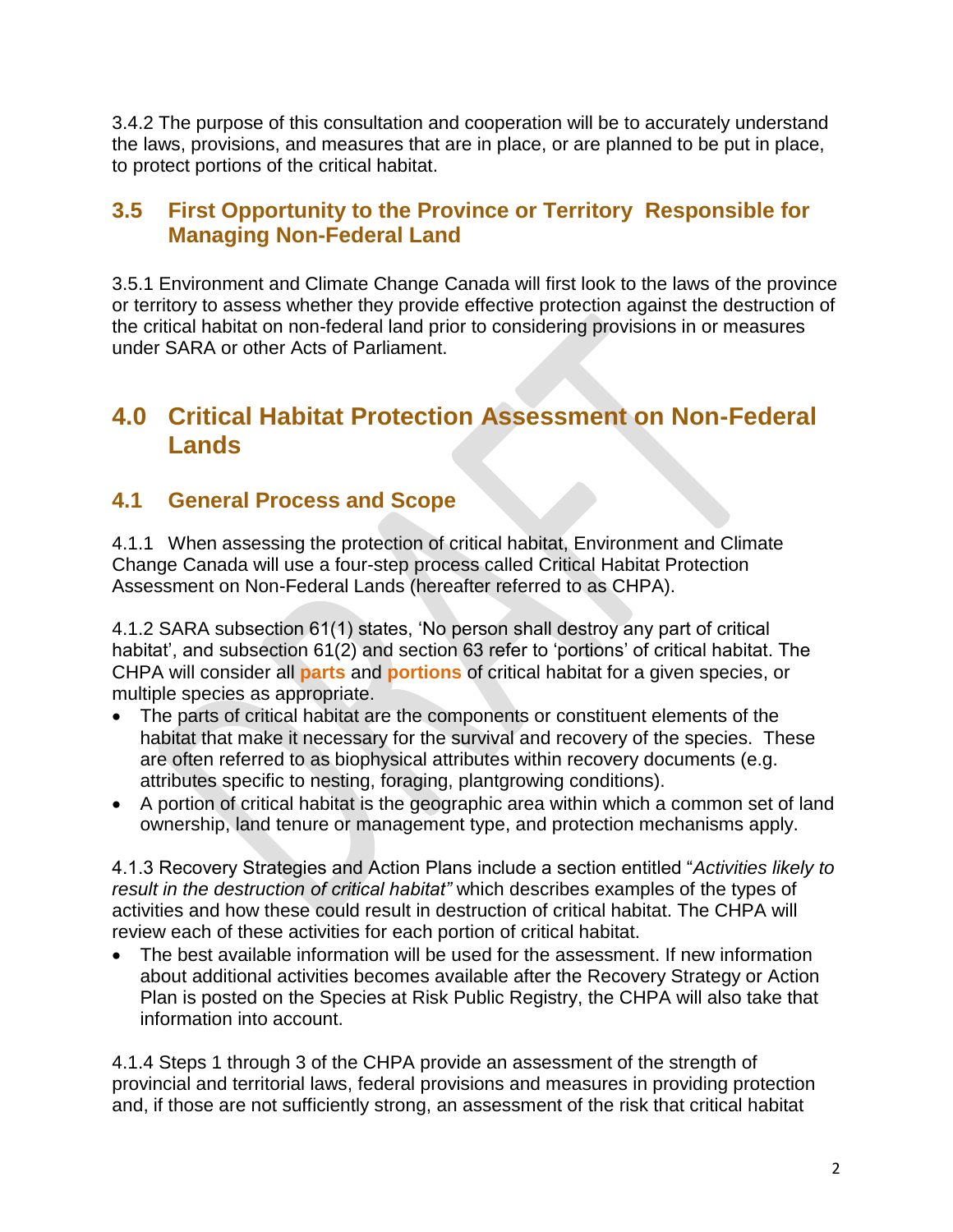3.4.2 The purpose of this consultation and cooperation will be to accurately understand the laws, provisions, and measures that are in place, or are planned to be put in place, to protect portions of the critical habitat.

### 3.5 First Opportunity to the Province or Territory Responsible for Managing Non-Federal Land

3.5.1 Environment and Climate Change Canada will first look to the laws of the province or territory to assess whether they provide effective protection against the destruction of the critical habitat on non-federal land prior to considering provisions in or measures under SARA or other Acts of Parliament.

## 4.0 Critical Habitat Protection Assessment on Non-Federal Lands

### 4.1 General Process and Scope

4.1.1 When assessing the protection of critical habitat, Environment and Climate Change Canada will use a four-step process called Critical Habitat Protection Assessment on Non-Federal Lands (hereafter referred to as CHPA).

4.1.2 SARA subsection 61(1) states, 'No person shall destroy any part of critical habitat', and subsection 61(2) and section 63 refer to 'portions' of critical habitat. The CHPA will consider all **parts** and **portions** of critical habitat for a given species, or multiple species as appropriate.

- The parts of critical habitat are the components or constituent elements of the habitat that make it necessary for the survival and recovery of the species. These are often referred to as biophysical attributes within recovery documents (e.g. attributes specific to nesting, foraging, plantgrowing conditions).
- A portion of critical habitat is the geographic area within which a common set of land ownership, land tenure or management type, and protection mechanisms apply.

4.1.3 Recovery Strategies and Action Plans include a section entitled "*Activities likely to result in the destruction of critical habitat"* which describes examples of the types of activities and how these could result in destruction of critical habitat. The CHPA will review each of these activities for each portion of critical habitat.

- The best available information will be used for the assessment. If new information about additional activities becomes available after the Recovery Strategy or Action Plan is posted on the Species at Risk Public Registry, the CHPA will also take that information into account.

4.1.4 Steps 1 through 3 of the CHPA provide an assessment of the strength of provincial and territorial laws, federal provisions and measures in providing protection and, if those are not sufficiently strong, an assessment of the risk that critical habitat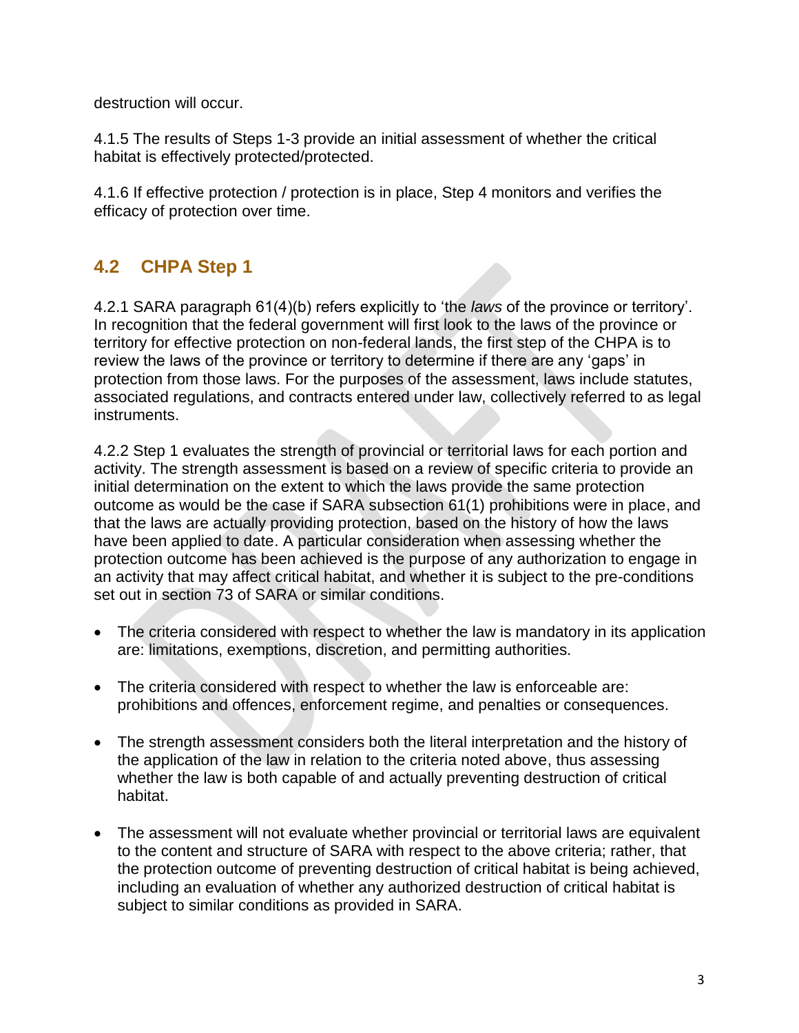destruction will occur.

4.1.5 The results of Steps 1-3 provide an initial assessment of whether the critical habitat is effectively protected/protected.

4.1.6 If effective protection / protection is in place, Step 4 monitors and verifies the efficacy of protection over time.

## 4.2 CHPA Step 1

4.2.1 SARA paragraph 61(4)(b) refers explicitly to 'the *laws* of the province or territory'. In recognition that the federal government will first look to the laws of the province or territory for effective protection on non-federal lands, the first step of the CHPA is to review the laws of the province or territory to determine if there are any 'gaps' in protection from those laws. For the purposes of the assessment, laws include statutes, associated regulations, and contracts entered under law, collectively referred to as legal instruments.

4.2.2 Step 1 evaluates the strength of provincial or territorial laws for each portion and activity. The strength assessment is based on a review of specific criteria to provide an initial determination on the extent to which the laws provide the same protection outcome as would be the case if SARA subsection 61(1) prohibitions were in place, and that the laws are actually providing protection, based on the history of how the laws have been applied to date. A particular consideration when assessing whether the protection outcome has been achieved is the purpose of any authorization to engage in an activity that may affect critical habitat, and whether it is subject to the pre-conditions set out in section 73 of SARA or similar conditions.

- The criteria considered with respect to whether the law is mandatory in its application are: limitations, exemptions, discretion, and permitting authorities.
- The criteria considered with respect to whether the law is enforceable are: prohibitions and offences, enforcement regime, and penalties or consequences.
- The strength assessment considers both the literal interpretation and the history of the application of the law in relation to the criteria noted above, thus assessing whether the law is both capable of and actually preventing destruction of critical habitat.
- The assessment will not evaluate whether provincial or territorial laws are equivalent to the content and structure of SARA with respect to the above criteria; rather, that the protection outcome of preventing destruction of critical habitat is being achieved, including an evaluation of whether any authorized destruction of critical habitat is subject to similar conditions as provided in SARA.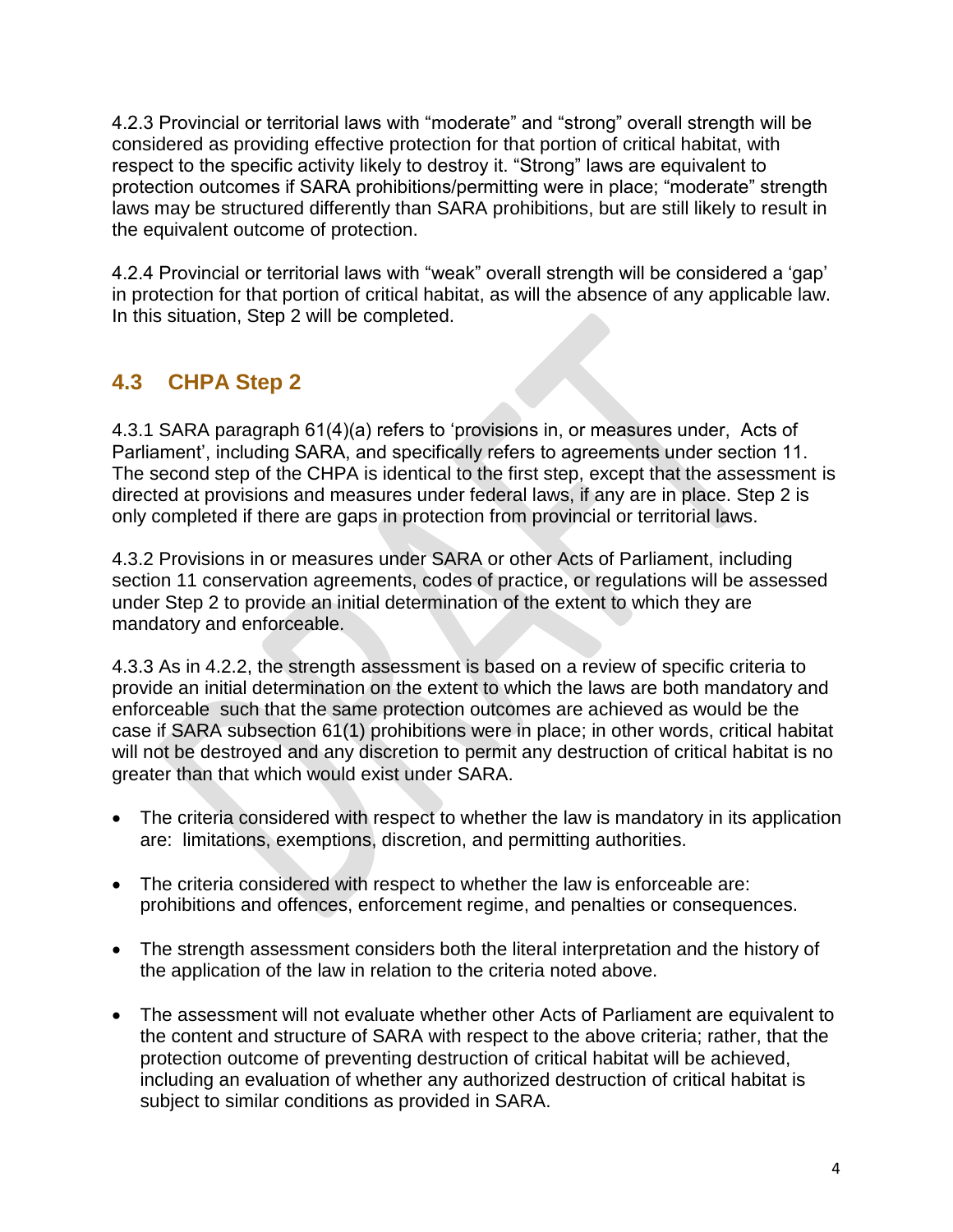4.2.3 Provincial or territorial laws with “moderate” and “strong” overall strength will be considered as providing effective protection for that portion of critical habitat, with respect to the specific activity likely to destroy it. “Strong” laws are equivalent to protection outcomes if SARA prohibitions/permitting were in place; “moderate” strength laws may be structured differently than SARA prohibitions, but are still likely to result in the equivalent outcome of protection.

4.2.4 Provincial or territorial laws with “weak” overall strength will be considered a ‘gap’ in protection for that portion of critical habitat, as will the absence of any applicable law. In this situation, Step 2 will be completed.

## 4.3 CHPA Step 2

4.3.1 SARA paragraph 61(4)(a) refers to ‘provisions in, or measures under, Acts of Parliament’, including SARA, and specifically refers to agreements under section 11. The second step of the CHPA is identical to the first step, except that the assessment is directed at provisions and measures under federal laws, if any are in place. Step 2 is only completed if there are gaps in protection from provincial or territorial laws.

4.3.2 Provisions in or measures under SARA or other Acts of Parliament, including section 11 conservation agreements, codes of practice, or regulations will be assessed under Step 2 to provide an initial determination of the extent to which they are mandatory and enforceable.

4.3.3 As in 4.2.2, the strength assessment is based on a review of specific criteria to provide an initial determination on the extent to which the laws are both mandatory and enforceable such that the same protection outcomes are achieved as would be the case if SARA subsection 61(1) prohibitions were in place; in other words, critical habitat will not be destroyed and any discretion to permit any destruction of critical habitat is no greater than that which would exist under SARA.

- The criteria considered with respect to whether the law is mandatory in its application are: limitations, exemptions, discretion, and permitting authorities.
- The criteria considered with respect to whether the law is enforceable are: prohibitions and offences, enforcement regime, and penalties or consequences.
- The strength assessment considers both the literal interpretation and the history of the application of the law in relation to the criteria noted above.
- The assessment will not evaluate whether other Acts of Parliament are equivalent to the content and structure of SARA with respect to the above criteria; rather, that the protection outcome of preventing destruction of critical habitat will be achieved, including an evaluation of whether any authorized destruction of critical habitat is subject to similar conditions as provided in SARA.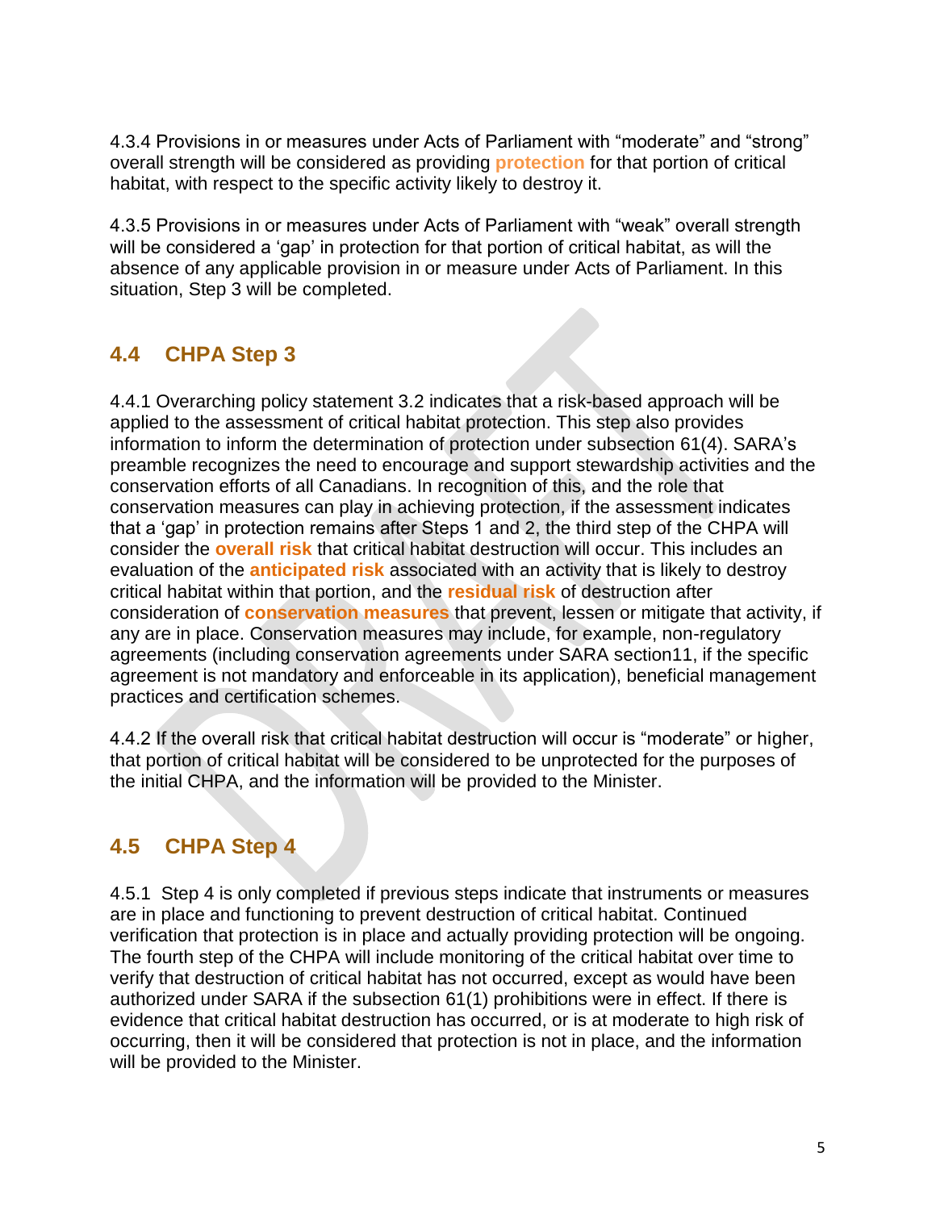4.3.4 Provisions in or measures under Acts of Parliament with “moderate” and “strong” overall strength will be considered as providing **protection** for that portion of critical habitat, with respect to the specific activity likely to destroy it.

4.3.5 Provisions in or measures under Acts of Parliament with “weak” overall strength will be considered a ‘gap’ in protection for that portion of critical habitat, as will the absence of any applicable provision in or measure under Acts of Parliament. In this situation, Step 3 will be completed.

## 4.4 CHPA Step 3

4.4.1 Overarching policy statement 3.2 indicates that a risk-based approach will be applied to the assessment of critical habitat protection. This step also provides information to inform the determination of protection under subsection 61(4). SARA’s preamble recognizes the need to encourage and support stewardship activities and the conservation efforts of all Canadians. In recognition of this, and the role that conservation measures can play in achieving protection, if the assessment indicates that a ‘gap’ in protection remains after Steps 1 and 2, the third step of the CHPA will consider the **overall risk** that critical habitat destruction will occur. This includes an evaluation of the **anticipated risk** associated with an activity that is likely to destroy critical habitat within that portion, and the **residual risk** of destruction after consideration of **conservation measures** that prevent, lessen or mitigate that activity, if any are in place. Conservation measures may include, for example, non-regulatory agreements (including conservation agreements under SARA section11, if the specific agreement is not mandatory and enforceable in its application), beneficial management practices and certification schemes.

4.4.2 If the overall risk that critical habitat destruction will occur is “moderate” or higher, that portion of critical habitat will be considered to be unprotected for the purposes of the initial CHPA, and the information will be provided to the Minister.

## 4.5 CHPA Step 4

4.5.1 Step 4 is only completed if previous steps indicate that instruments or measures are in place and functioning to prevent destruction of critical habitat. Continued verification that protection is in place and actually providing protection will be ongoing. The fourth step of the CHPA will include monitoring of the critical habitat over time to verify that destruction of critical habitat has not occurred, except as would have been authorized under SARA if the subsection 61(1) prohibitions were in effect. If there is evidence that critical habitat destruction has occurred, or is at moderate to high risk of occurring, then it will be considered that protection is not in place, and the information will be provided to the Minister.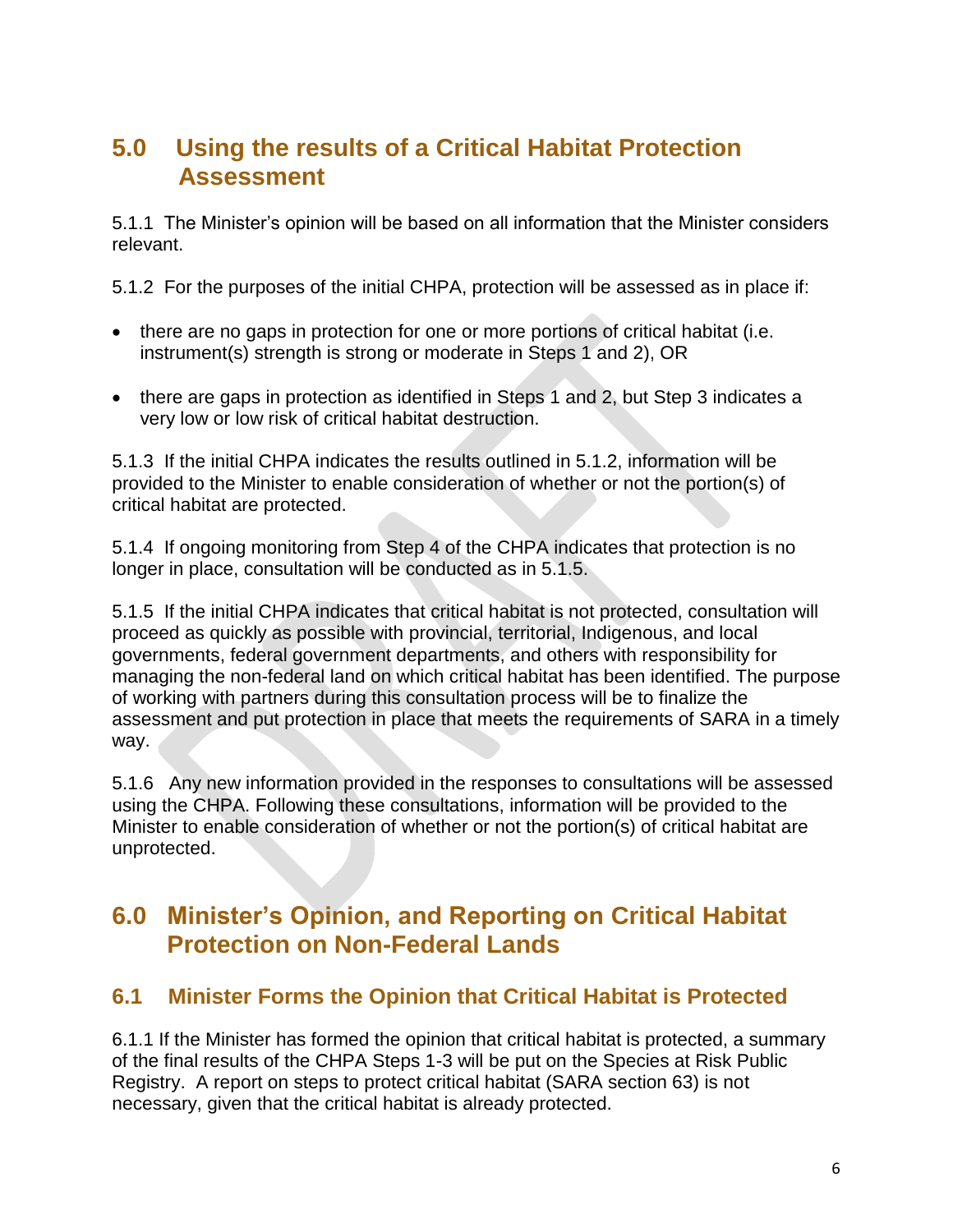## 5.0 Using the results of a Critical Habitat Protection Assessment

5.1.1 The Minister's opinion will be based on all information that the Minister considers relevant.

5.1.2 For the purposes of the initial CHPA, protection will be assessed as in place if:

- there are no gaps in protection for one or more portions of critical habitat (i.e. instrument(s) strength is strong or moderate in Steps 1 and 2), OR
- there are gaps in protection as identified in Steps 1 and 2, but Step 3 indicates a very low or low risk of critical habitat destruction.

5.1.3 If the initial CHPA indicates the results outlined in 5.1.2, information will be provided to the Minister to enable consideration of whether or not the portion(s) of critical habitat are protected.

5.1.4 If ongoing monitoring from Step 4 of the CHPA indicates that protection is no longer in place, consultation will be conducted as in 5.1.5.

5.1.5 If the initial CHPA indicates that critical habitat is not protected, consultation will proceed as quickly as possible with provincial, territorial, Indigenous, and local governments, federal government departments, and others with responsibility for managing the non-federal land on which critical habitat has been identified. The purpose of working with partners during this consultation process will be to finalize the assessment and put protection in place that meets the requirements of SARA in a timely way.

5.1.6 Any new information provided in the responses to consultations will be assessed using the CHPA. Following these consultations, information will be provided to the Minister to enable consideration of whether or not the portion(s) of critical habitat are unprotected.

## 6.0 Minister's Opinion, and Reporting on Critical Habitat Protection on Non-Federal Lands

### 6.1 Minister Forms the Opinion that Critical Habitat is Protected

6.1.1 If the Minister has formed the opinion that critical habitat is protected, a summary of the final results of the CHPA Steps 1-3 will be put on the Species at Risk Public Registry. A report on steps to protect critical habitat (SARA section 63) is not necessary, given that the critical habitat is already protected.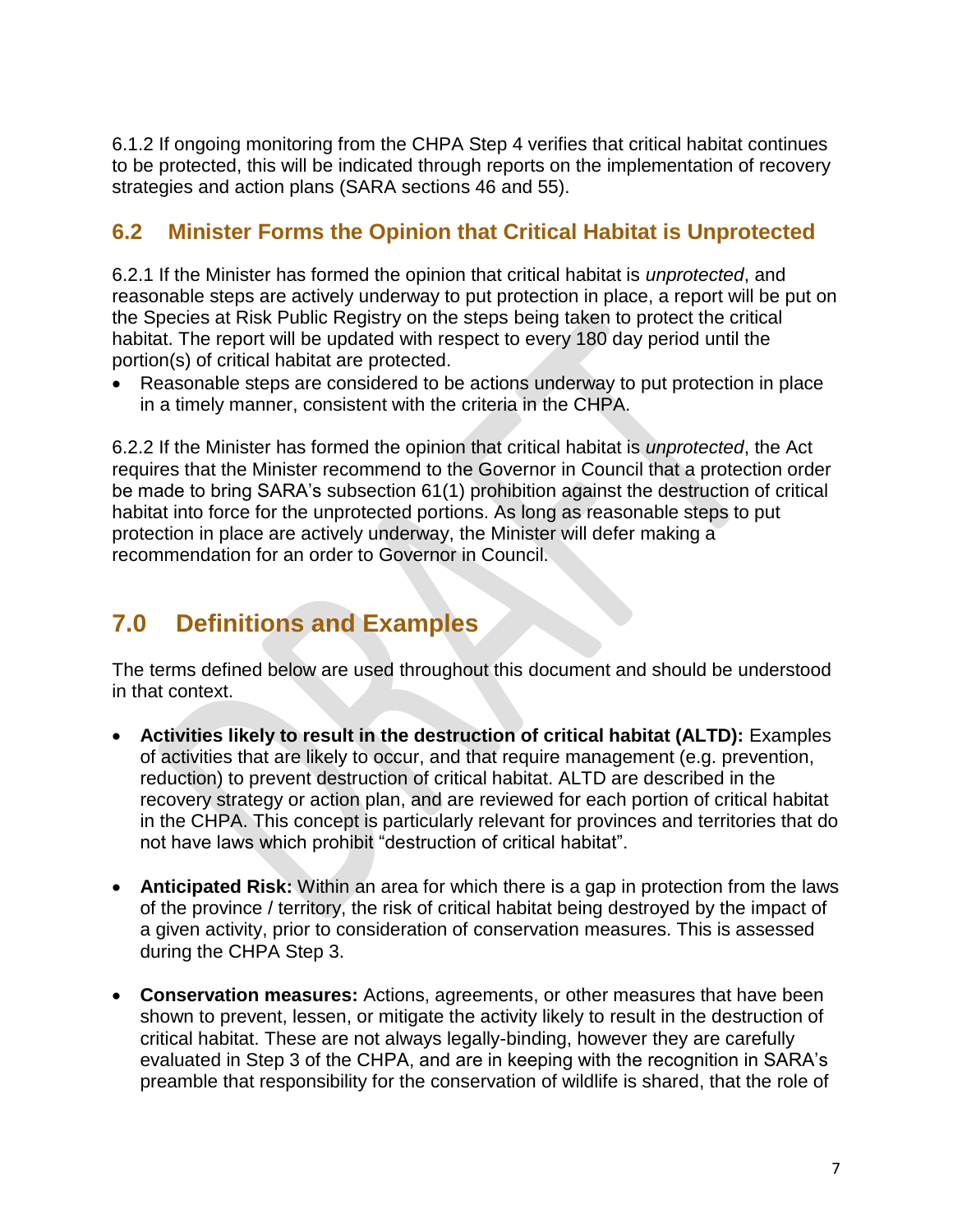6.1.2 If ongoing monitoring from the CHPA Step 4 verifies that critical habitat continues to be protected, this will be indicated through reports on the implementation of recovery strategies and action plans (SARA sections 46 and 55).

## 6.2 Minister Forms the Opinion that Critical Habitat is Unprotected

6.2.1 If the Minister has formed the opinion that critical habitat is *unprotected*, and reasonable steps are actively underway to put protection in place, a report will be put on the Species at Risk Public Registry on the steps being taken to protect the critical habitat. The report will be updated with respect to every 180 day period until the portion(s) of critical habitat are protected.

- Reasonable steps are considered to be actions underway to put protection in place in a timely manner, consistent with the criteria in the CHPA.

6.2.2 If the Minister has formed the opinion that critical habitat is *unprotected*, the Act requires that the Minister recommend to the Governor in Council that a protection order be made to bring SARA's subsection 61(1) prohibition against the destruction of critical habitat into force for the unprotected portions. As long as reasonable steps to put protection in place are actively underway, the Minister will defer making a recommendation for an order to Governor in Council.

# 7.0 Definitions and Examples

The terms defined below are used throughout this document and should be understood in that context.

- **Activities likely to result in the destruction of critical habitat (ALTD):** Examples of activities that are likely to occur, and that require management (e.g. prevention, reduction) to prevent destruction of critical habitat. ALTD are described in the recovery strategy or action plan, and are reviewed for each portion of critical habitat in the CHPA. This concept is particularly relevant for provinces and territories that do not have laws which prohibit "destruction of critical habitat".

- **Anticipated Risk:** Within an area for which there is a gap in protection from the laws of the province / territory, the risk of critical habitat being destroyed by the impact of a given activity, prior to consideration of conservation measures. This is assessed during the CHPA Step 3.

- **Conservation measures:** Actions, agreements, or other measures that have been shown to prevent, lessen, or mitigate the activity likely to result in the destruction of critical habitat. These are not always legally-binding, however they are carefully evaluated in Step 3 of the CHPA, and are in keeping with the recognition in SARA's preamble that responsibility for the conservation of wildlife is shared, that the role of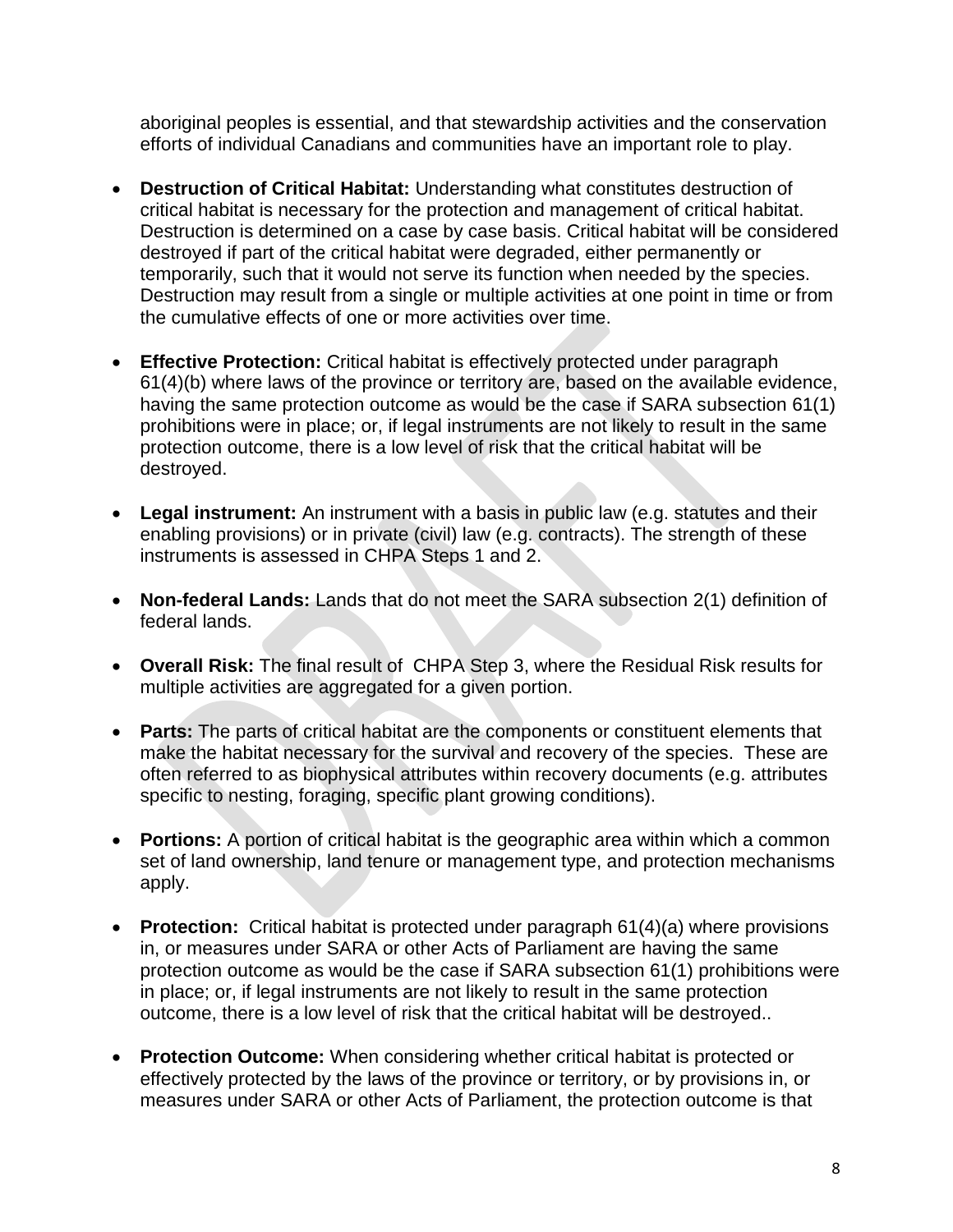aboriginal peoples is essential, and that stewardship activities and the conservation efforts of individual Canadians and communities have an important role to play.

- **Destruction of Critical Habitat:** Understanding what constitutes destruction of critical habitat is necessary for the protection and management of critical habitat. Destruction is determined on a case by case basis. Critical habitat will be considered destroyed if part of the critical habitat were degraded, either permanently or temporarily, such that it would not serve its function when needed by the species. Destruction may result from a single or multiple activities at one point in time or from the cumulative effects of one or more activities over time.

- **Effective Protection:** Critical habitat is effectively protected under paragraph 61(4)(b) where laws of the province or territory are, based on the available evidence, having the same protection outcome as would be the case if SARA subsection 61(1) prohibitions were in place; or, if legal instruments are not likely to result in the same protection outcome, there is a low level of risk that the critical habitat will be destroyed.

- **Legal instrument:** An instrument with a basis in public law (e.g. statutes and their enabling provisions) or in private (civil) law (e.g. contracts). The strength of these instruments is assessed in CHPA Steps 1 and 2.

- **Non-federal Lands:** Lands that do not meet the SARA subsection 2(1) definition of federal lands.

- **Overall Risk:** The final result of CHPA Step 3, where the Residual Risk results for multiple activities are aggregated for a given portion.

- **Parts:** The parts of critical habitat are the components or constituent elements that make the habitat necessary for the survival and recovery of the species. These are often referred to as biophysical attributes within recovery documents (e.g. attributes specific to nesting, foraging, specific plant growing conditions).

- **Portions:** A portion of critical habitat is the geographic area within which a common set of land ownership, land tenure or management type, and protection mechanisms apply.

- **Protection:** Critical habitat is protected under paragraph 61(4)(a) where provisions in, or measures under SARA or other Acts of Parliament are having the same protection outcome as would be the case if SARA subsection 61(1) prohibitions were in place; or, if legal instruments are not likely to result in the same protection outcome, there is a low level of risk that the critical habitat will be destroyed..

- **Protection Outcome:** When considering whether critical habitat is protected or effectively protected by the laws of the province or territory, or by provisions in, or measures under SARA or other Acts of Parliament, the protection outcome is that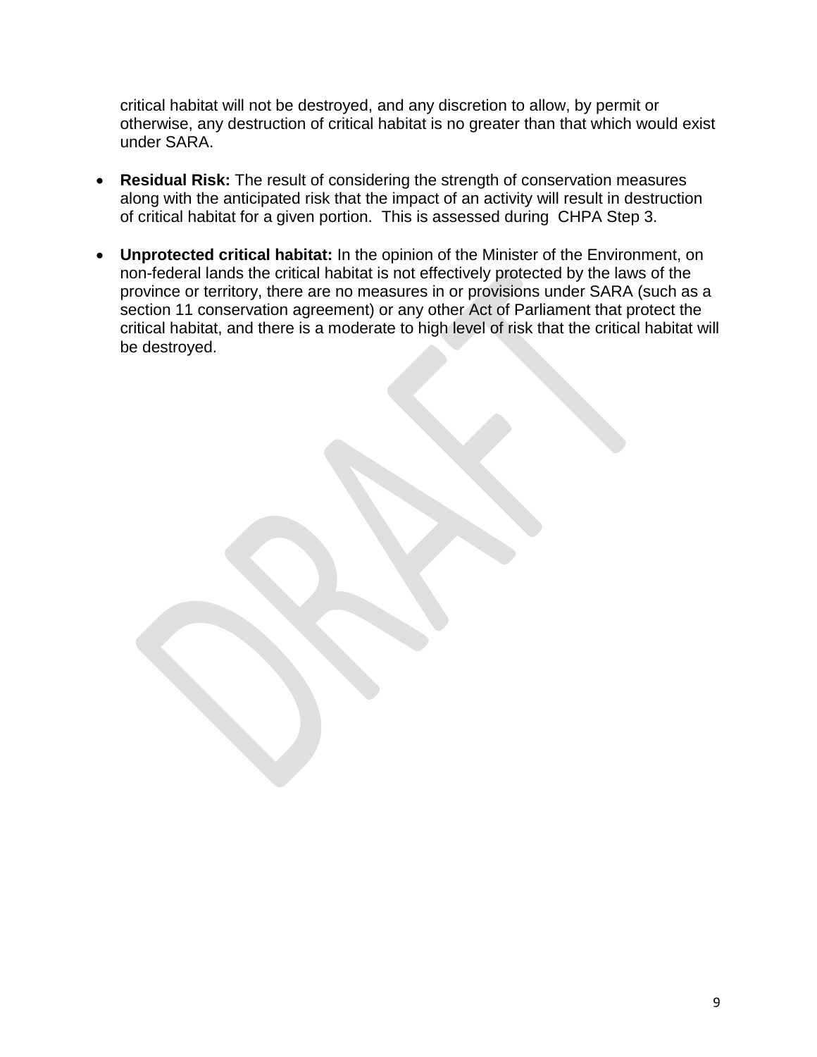critical habitat will not be destroyed, and any discretion to allow, by permit or otherwise, any destruction of critical habitat is no greater than that which would exist under SARA.

- **Residual Risk:** The result of considering the strength of conservation measures along with the anticipated risk that the impact of an activity will result in destruction of critical habitat for a given portion. This is assessed during CHPA Step 3.

- **Unprotected critical habitat:** In the opinion of the Minister of the Environment, on non-federal lands the critical habitat is not effectively protected by the laws of the province or territory, there are no measures in or provisions under SARA (such as a section 11 conservation agreement) or any other Act of Parliament that protect the critical habitat, and there is a moderate to high level of risk that the critical habitat will be destroyed.